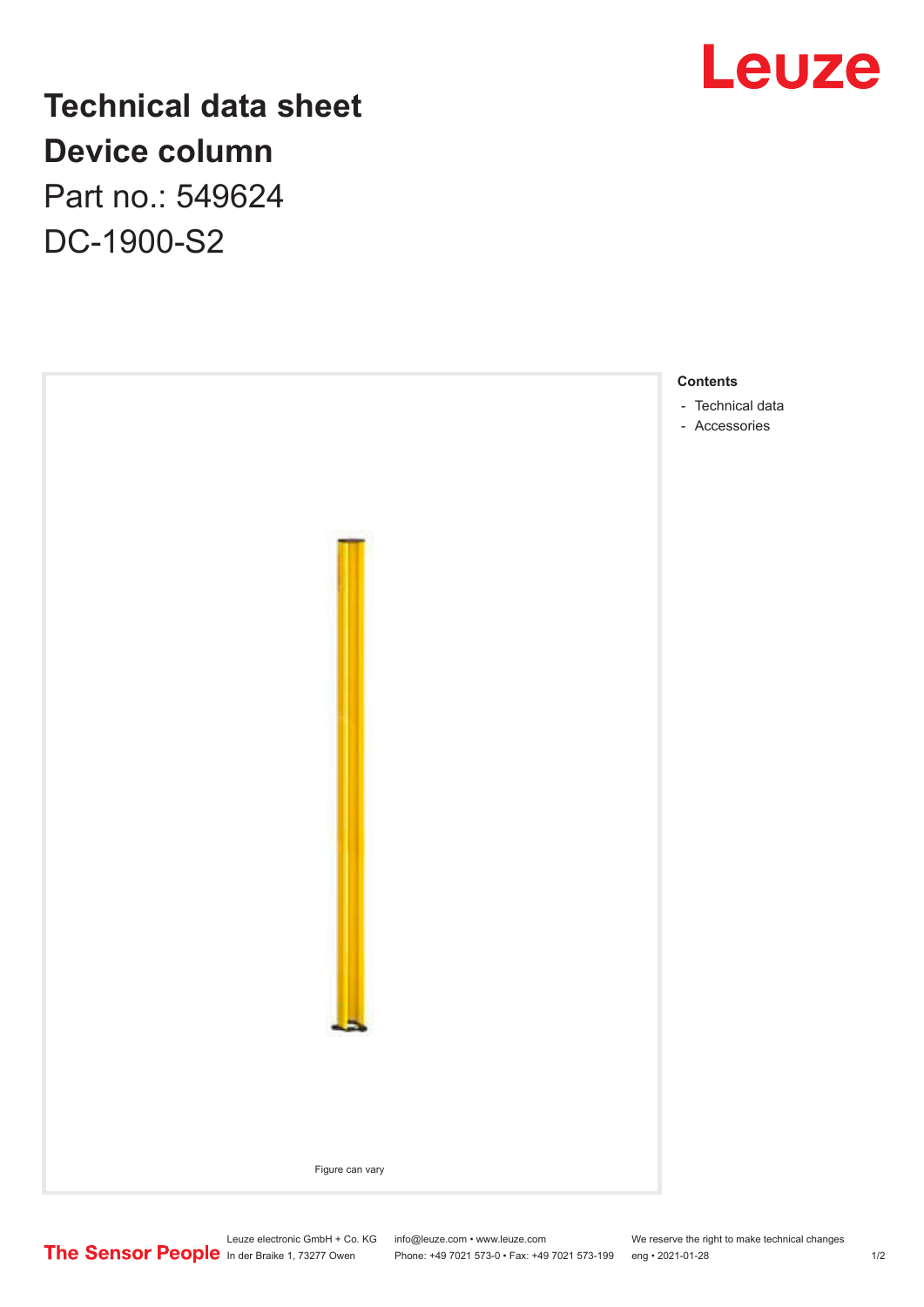# Technical data sheet
# Device column

Part no.: 549624

DC-1900-S2

Figure can vary

**Contents**

- Technical data
- Accessories

Leuze electronic GmbH + Co. KG
In der Braike 1, 73277 Owen

info@leuze.com • www.leuze.com
Phone: +49 7021 573-0 • Fax: +49 7021 573-199

We reserve the right to make technical changes
eng • 2021-01-28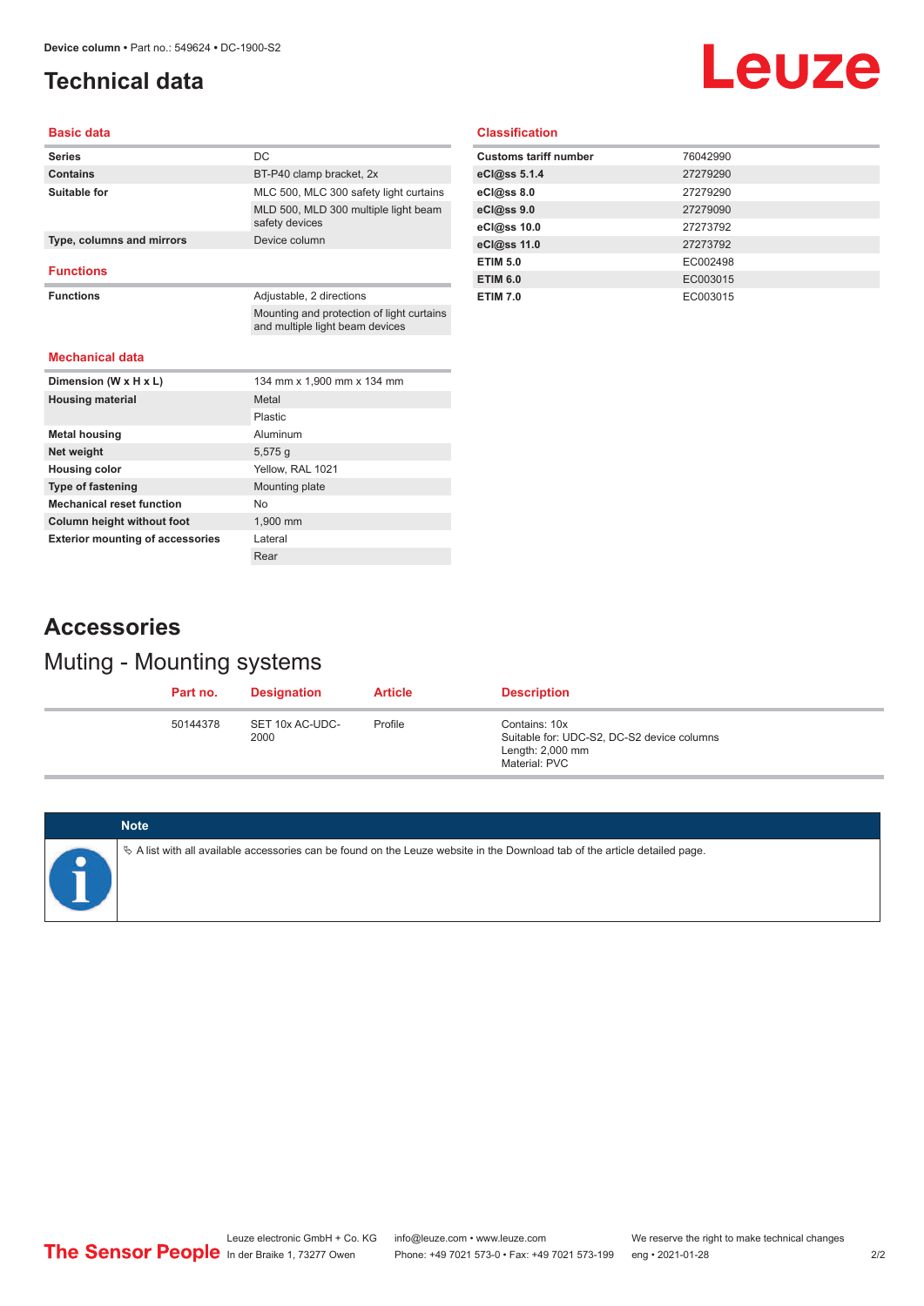# Technical data

## Basic data

| | |
|---|---|
| **Series** | DC |
| **Contains** | BT-P40 clamp bracket, 2x |
| **Suitable for** | MLC 500, MLC 300 safety light curtains |
| | MLD 500, MLD 300 multiple light beam safety devices |
| **Type, columns and mirrors** | Device column |

## Functions

| | |
|---|---|
| **Functions** | Adjustable, 2 directions |
| | Mounting and protection of light curtains and multiple light beam devices |

## Mechanical data

| | |
|---|---|
| **Dimension (W x H x L)** | 134 mm x 1,900 mm x 134 mm |
| **Housing material** | Metal |
| | Plastic |
| **Metal housing** | Aluminum |
| **Net weight** | 5,575 g |
| **Housing color** | Yellow, RAL 1021 |
| **Type of fastening** | Mounting plate |
| **Mechanical reset function** | No |
| **Column height without foot** | 1,900 mm |
| **Exterior mounting of accessories** | Lateral |
| | Rear |

## Classification

| | |
|---|---|
| **Customs tariff number** | 76042990 |
| **eCl@ss 5.1.4** | 27279290 |
| **eCl@ss 8.0** | 27279290 |
| **eCl@ss 9.0** | 27279090 |
| **eCl@ss 10.0** | 27273792 |
| **eCl@ss 11.0** | 27273792 |
| **ETIM 5.0** | EC002498 |
| **ETIM 6.0** | EC003015 |
| **ETIM 7.0** | EC003015 |

# Accessories

## Muting - Mounting systems

| Part no. | Designation | Article | Description |
|---|---|---|---|
| 50144378 | SET 10x AC-UDC-2000 | Profile | Contains: 10x<br>Suitable for: UDC-S2, DC-S2 device columns<br>Length: 2,000 mm<br>Material: PVC |

**Note**

↳ A list with all available accessories can be found on the Leuze website in the Download tab of the article detailed page.